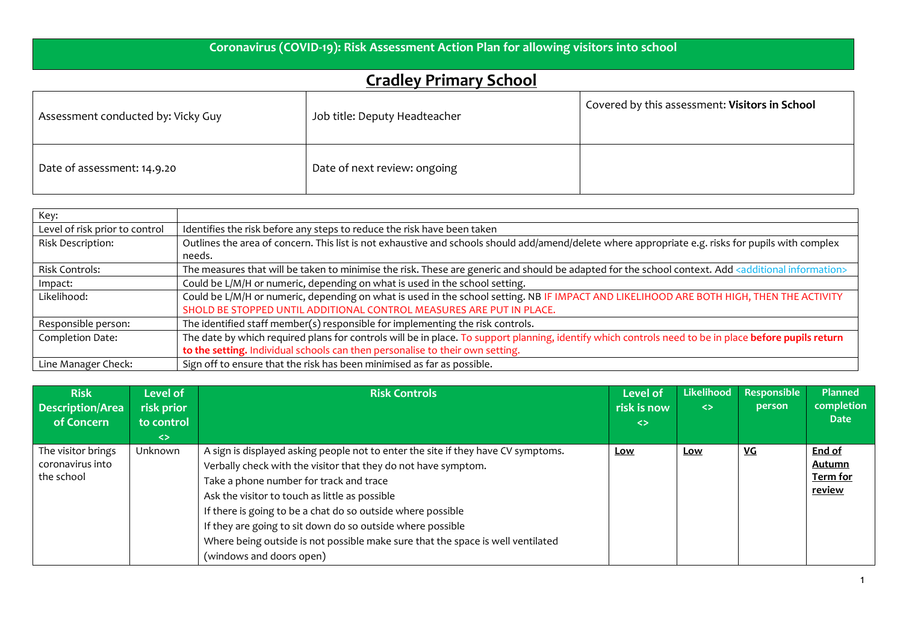# Coronavirus (COVID-19): Risk Assessment Action Plan for allowing visitors into school

## Cradley Primary School

| Assessment conducted by: Vicky Guy | Job title: Deputy Headteacher | Covered by this assessment: **Visitors in School** |
|---|---|---|
| Date of assessment: 14.9.20 | Date of next review: ongoing | |

| Key: | |
|---|---|
| Level of risk prior to control | Identifies the risk before any steps to reduce the risk have been taken |
| Risk Description: | Outlines the area of concern. This list is not exhaustive and schools should add/amend/delete where appropriate e.g. risks for pupils with complex needs. |
| Risk Controls: | The measures that will be taken to minimise the risk. These are generic and should be adapted for the school context. Add <additional information> |
| Impact: | Could be L/M/H or numeric, depending on what is used in the school setting. |
| Likelihood: | Could be L/M/H or numeric, depending on what is used in the school setting. NB IF IMPACT AND LIKELIHOOD ARE BOTH HIGH, THEN THE ACTIVITY SHOLD BE STOPPED UNTIL ADDITIONAL CONTROL MEASURES ARE PUT IN PLACE. |
| Responsible person: | The identified staff member(s) responsible for implementing the risk controls. |
| Completion Date: | The date by which required plans for controls will be in place. To support planning, identify which controls need to be in place **before pupils return to the setting.** Individual schools can then personalise to their own setting. |
| Line Manager Check: | Sign off to ensure that the risk has been minimised as far as possible. |

| Risk Description/Area of Concern | Level of risk prior to control <> | Risk Controls | Level of risk is now <> | Likelihood <> | Responsible person | Planned completion Date |
|---|---|---|---|---|---|---|
| The visitor brings coronavirus into the school | Unknown | A sign is displayed asking people not to enter the site if they have CV symptoms.<br>Verbally check with the visitor that they do not have symptom.<br>Take a phone number for track and trace<br>Ask the visitor to touch as little as possible<br>If there is going to be a chat do so outside where possible<br>If they are going to sit down do so outside where possible<br>Where being outside is not possible make sure that the space is well ventilated (windows and doors open) | **Low** | **Low** | **VG** | **End of Autumn Term for review** |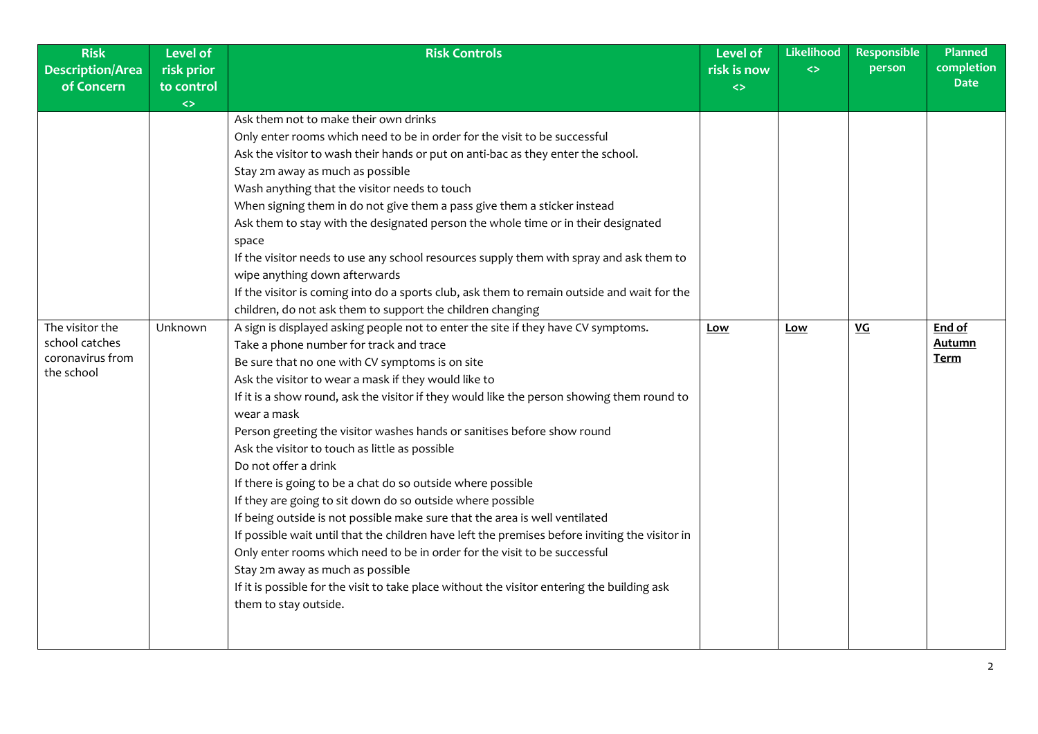| Risk Description/Area of Concern | Level of risk prior to control <> | Risk Controls | Level of risk is now <> | Likelihood <> | Responsible person | Planned completion Date |
|---|---|---|---|---|---|---|
| | | Ask them not to make their own drinks<br>Only enter rooms which need to be in order for the visit to be successful<br>Ask the visitor to wash their hands or put on anti-bac as they enter the school.<br>Stay 2m away as much as possible<br>Wash anything that the visitor needs to touch<br>When signing them in do not give them a pass give them a sticker instead<br>Ask them to stay with the designated person the whole time or in their designated space<br>If the visitor needs to use any school resources supply them with spray and ask them to wipe anything down afterwards<br>If the visitor is coming into do a sports club, ask them to remain outside and wait for the children, do not ask them to support the children changing | | | | |
| The visitor the school catches coronavirus from the school | Unknown | A sign is displayed asking people not to enter the site if they have CV symptoms.<br>Take a phone number for track and trace<br>Be sure that no one with CV symptoms is on site<br>Ask the visitor to wear a mask if they would like to<br>If it is a show round, ask the visitor if they would like the person showing them round to wear a mask<br>Person greeting the visitor washes hands or sanitises before show round<br>Ask the visitor to touch as little as possible<br>Do not offer a drink<br>If there is going to be a chat do so outside where possible<br>If they are going to sit down do so outside where possible<br>If being outside is not possible make sure that the area is well ventilated<br>If possible wait until that the children have left the premises before inviting the visitor in<br>Only enter rooms which need to be in order for the visit to be successful<br>Stay 2m away as much as possible<br>If it is possible for the visit to take place without the visitor entering the building ask them to stay outside. | Low | Low | VG | End of Autumn Term |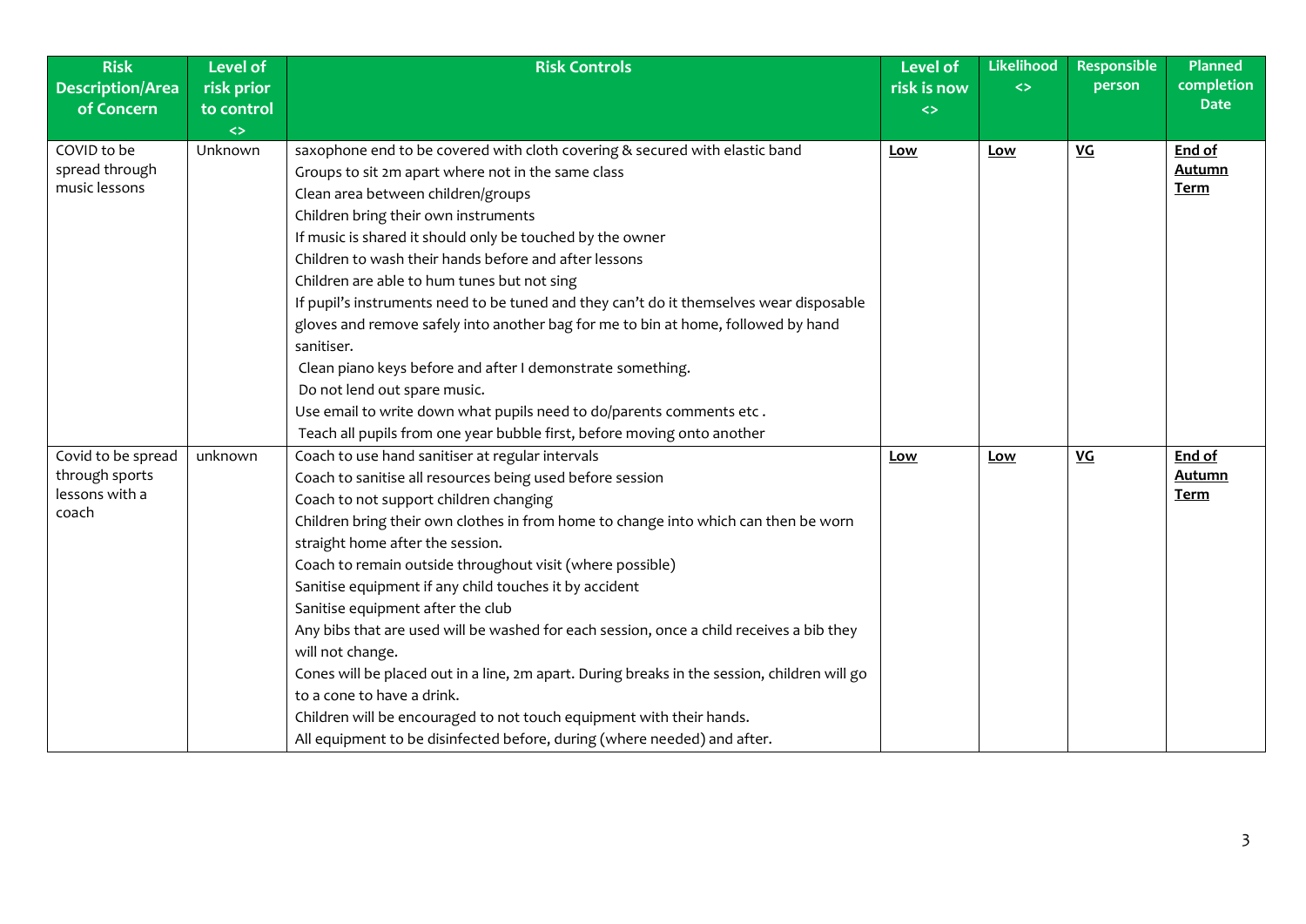| Risk Description/Area of Concern | Level of risk prior to control <> | Risk Controls | Level of risk is now <> | Likelihood <> | Responsible person | Planned completion Date |
|---|---|---|---|---|---|---|
| COVID to be spread through music lessons | Unknown | saxophone end to be covered with cloth covering & secured with elastic band<br>Groups to sit 2m apart where not in the same class<br>Clean area between children/groups<br>Children bring their own instruments<br>If music is shared it should only be touched by the owner<br>Children to wash their hands before and after lessons<br>Children are able to hum tunes but not sing<br>If pupil's instruments need to be tuned and they can't do it themselves wear disposable gloves and remove safely into another bag for me to bin at home, followed by hand sanitiser.<br>Clean piano keys before and after I demonstrate something.<br>Do not lend out spare music.<br>Use email to write down what pupils need to do/parents comments etc .<br>Teach all pupils from one year bubble first, before moving onto another | <u>**Low**</u> | <u>**Low**</u> | <u>**VG**</u> | <u>**End of Autumn Term**</u> |
| Covid to be spread through sports lessons with a coach | unknown | Coach to use hand sanitiser at regular intervals<br>Coach to sanitise all resources being used before session<br>Coach to not support children changing<br>Children bring their own clothes in from home to change into which can then be worn straight home after the session.<br>Coach to remain outside throughout visit (where possible)<br>Sanitise equipment if any child touches it by accident<br>Sanitise equipment after the club<br>Any bibs that are used will be washed for each session, once a child receives a bib they will not change.<br>Cones will be placed out in a line, 2m apart. During breaks in the session, children will go to a cone to have a drink.<br>Children will be encouraged to not touch equipment with their hands.<br>All equipment to be disinfected before, during (where needed) and after. | <u>**Low**</u> | <u>**Low**</u> | <u>**VG**</u> | <u>**End of Autumn Term**</u> |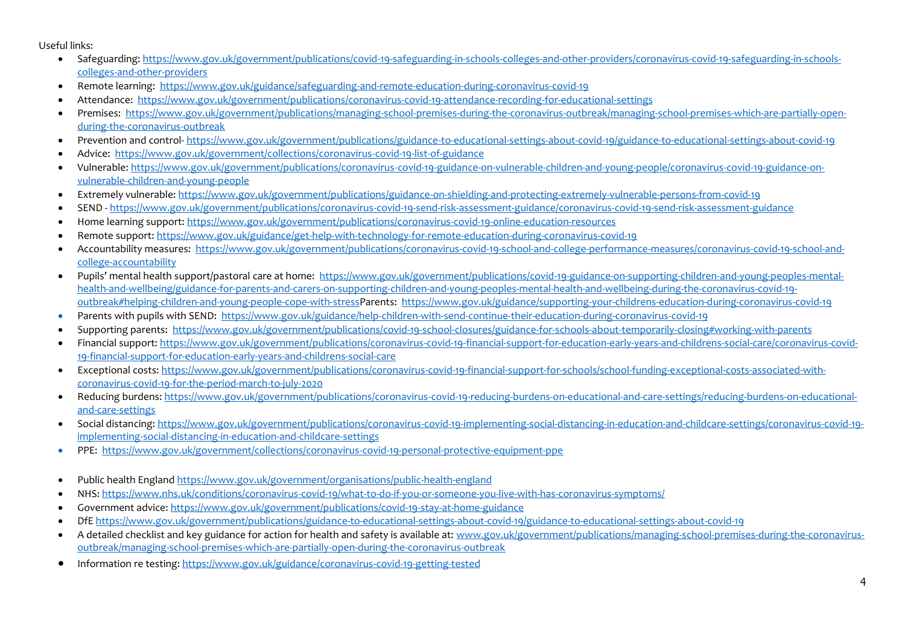Useful links:

- Safeguarding: https://www.gov.uk/government/publications/covid-19-safeguarding-in-schools-colleges-and-other-providers/coronavirus-covid-19-safeguarding-in-schools-colleges-and-other-providers
- Remote learning: https://www.gov.uk/guidance/safeguarding-and-remote-education-during-coronavirus-covid-19
- Attendance: https://www.gov.uk/government/publications/coronavirus-covid-19-attendance-recording-for-educational-settings
- Premises: https://www.gov.uk/government/publications/managing-school-premises-during-the-coronavirus-outbreak/managing-school-premises-which-are-partially-open-during-the-coronavirus-outbreak
- Prevention and control- https://www.gov.uk/government/publications/guidance-to-educational-settings-about-covid-19/guidance-to-educational-settings-about-covid-19
- Advice: https://www.gov.uk/government/collections/coronavirus-covid-19-list-of-guidance
- Vulnerable: https://www.gov.uk/government/publications/coronavirus-covid-19-guidance-on-vulnerable-children-and-young-people/coronavirus-covid-19-guidance-on-vulnerable-children-and-young-people
- Extremely vulnerable: https://www.gov.uk/government/publications/guidance-on-shielding-and-protecting-extremely-vulnerable-persons-from-covid-19
- SEND - https://www.gov.uk/government/publications/coronavirus-covid-19-send-risk-assessment-guidance/coronavirus-covid-19-send-risk-assessment-guidance
- Home learning support: https://www.gov.uk/government/publications/coronavirus-covid-19-online-education-resources
- Remote support: https://www.gov.uk/guidance/get-help-with-technology-for-remote-education-during-coronavirus-covid-19
- Accountability measures: https://www.gov.uk/government/publications/coronavirus-covid-19-school-and-college-performance-measures/coronavirus-covid-19-school-and-college-accountability
- Pupils' mental health support/pastoral care at home: https://www.gov.uk/government/publications/covid-19-guidance-on-supporting-children-and-young-peoples-mental-health-and-wellbeing/guidance-for-parents-and-carers-on-supporting-children-and-young-peoples-mental-health-and-wellbeing-during-the-coronavirus-covid-19-outbreak#helping-children-and-young-people-cope-with-stressParents: https://www.gov.uk/guidance/supporting-your-childrens-education-during-coronavirus-covid-19
- Parents with pupils with SEND: https://www.gov.uk/guidance/help-children-with-send-continue-their-education-during-coronavirus-covid-19
- Supporting parents: https://www.gov.uk/government/publications/covid-19-school-closures/guidance-for-schools-about-temporarily-closing#working-with-parents
- Financial support: https://www.gov.uk/government/publications/coronavirus-covid-19-financial-support-for-education-early-years-and-childrens-social-care/coronavirus-covid-19-financial-support-for-education-early-years-and-childrens-social-care
- Exceptional costs: https://www.gov.uk/government/publications/coronavirus-covid-19-financial-support-for-schools/school-funding-exceptional-costs-associated-with-coronavirus-covid-19-for-the-period-march-to-july-2020
- Reducing burdens: https://www.gov.uk/government/publications/coronavirus-covid-19-reducing-burdens-on-educational-and-care-settings/reducing-burdens-on-educational-and-care-settings
- Social distancing: https://www.gov.uk/government/publications/coronavirus-covid-19-implementing-social-distancing-in-education-and-childcare-settings/coronavirus-covid-19-implementing-social-distancing-in-education-and-childcare-settings
- PPE: https://www.gov.uk/government/collections/coronavirus-covid-19-personal-protective-equipment-ppe

- Public health England https://www.gov.uk/government/organisations/public-health-england
- NHS: https://www.nhs.uk/conditions/coronavirus-covid-19/what-to-do-if-you-or-someone-you-live-with-has-coronavirus-symptoms/
- Government advice: https://www.gov.uk/government/publications/covid-19-stay-at-home-guidance
- DfE https://www.gov.uk/government/publications/guidance-to-educational-settings-about-covid-19/guidance-to-educational-settings-about-covid-19
- A detailed checklist and key guidance for action for health and safety is available at: www.gov.uk/government/publications/managing-school-premises-during-the-coronavirus-outbreak/managing-school-premises-which-are-partially-open-during-the-coronavirus-outbreak
- Information re testing: https://www.gov.uk/guidance/coronavirus-covid-19-getting-tested